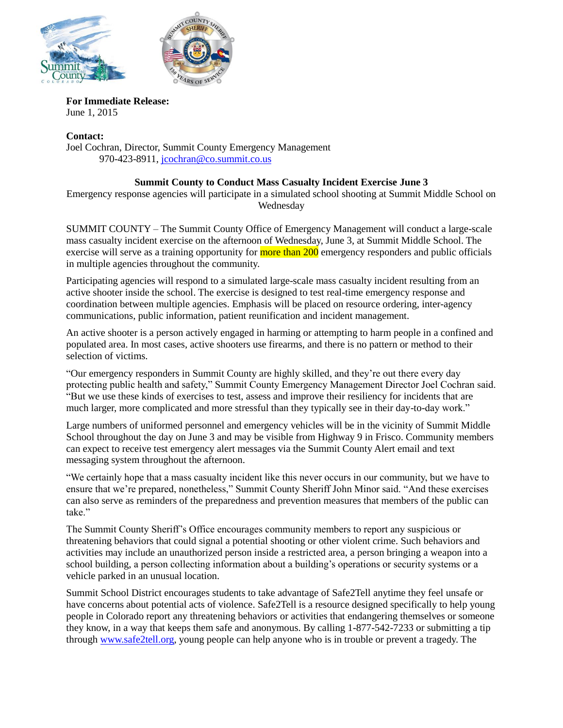**For Immediate Release:**
June 1, 2015

**Contact:**
Joel Cochran, Director, Summit County Emergency Management
970-423-8911, jcochran@co.summit.co.us

**Summit County to Conduct Mass Casualty Incident Exercise June 3**

Emergency response agencies will participate in a simulated school shooting at Summit Middle School on Wednesday

SUMMIT COUNTY – The Summit County Office of Emergency Management will conduct a large-scale mass casualty incident exercise on the afternoon of Wednesday, June 3, at Summit Middle School. The exercise will serve as a training opportunity for more than 200 emergency responders and public officials in multiple agencies throughout the community.

Participating agencies will respond to a simulated large-scale mass casualty incident resulting from an active shooter inside the school. The exercise is designed to test real-time emergency response and coordination between multiple agencies. Emphasis will be placed on resource ordering, inter-agency communications, public information, patient reunification and incident management.

An active shooter is a person actively engaged in harming or attempting to harm people in a confined and populated area. In most cases, active shooters use firearms, and there is no pattern or method to their selection of victims.

"Our emergency responders in Summit County are highly skilled, and they're out there every day protecting public health and safety," Summit County Emergency Management Director Joel Cochran said. "But we use these kinds of exercises to test, assess and improve their resiliency for incidents that are much larger, more complicated and more stressful than they typically see in their day-to-day work."

Large numbers of uniformed personnel and emergency vehicles will be in the vicinity of Summit Middle School throughout the day on June 3 and may be visible from Highway 9 in Frisco. Community members can expect to receive test emergency alert messages via the Summit County Alert email and text messaging system throughout the afternoon.

"We certainly hope that a mass casualty incident like this never occurs in our community, but we have to ensure that we're prepared, nonetheless," Summit County Sheriff John Minor said. "And these exercises can also serve as reminders of the preparedness and prevention measures that members of the public can take."

The Summit County Sheriff's Office encourages community members to report any suspicious or threatening behaviors that could signal a potential shooting or other violent crime. Such behaviors and activities may include an unauthorized person inside a restricted area, a person bringing a weapon into a school building, a person collecting information about a building's operations or security systems or a vehicle parked in an unusual location.

Summit School District encourages students to take advantage of Safe2Tell anytime they feel unsafe or have concerns about potential acts of violence. Safe2Tell is a resource designed specifically to help young people in Colorado report any threatening behaviors or activities that endangering themselves or someone they know, in a way that keeps them safe and anonymous. By calling 1-877-542-7233 or submitting a tip through www.safe2tell.org, young people can help anyone who is in trouble or prevent a tragedy. The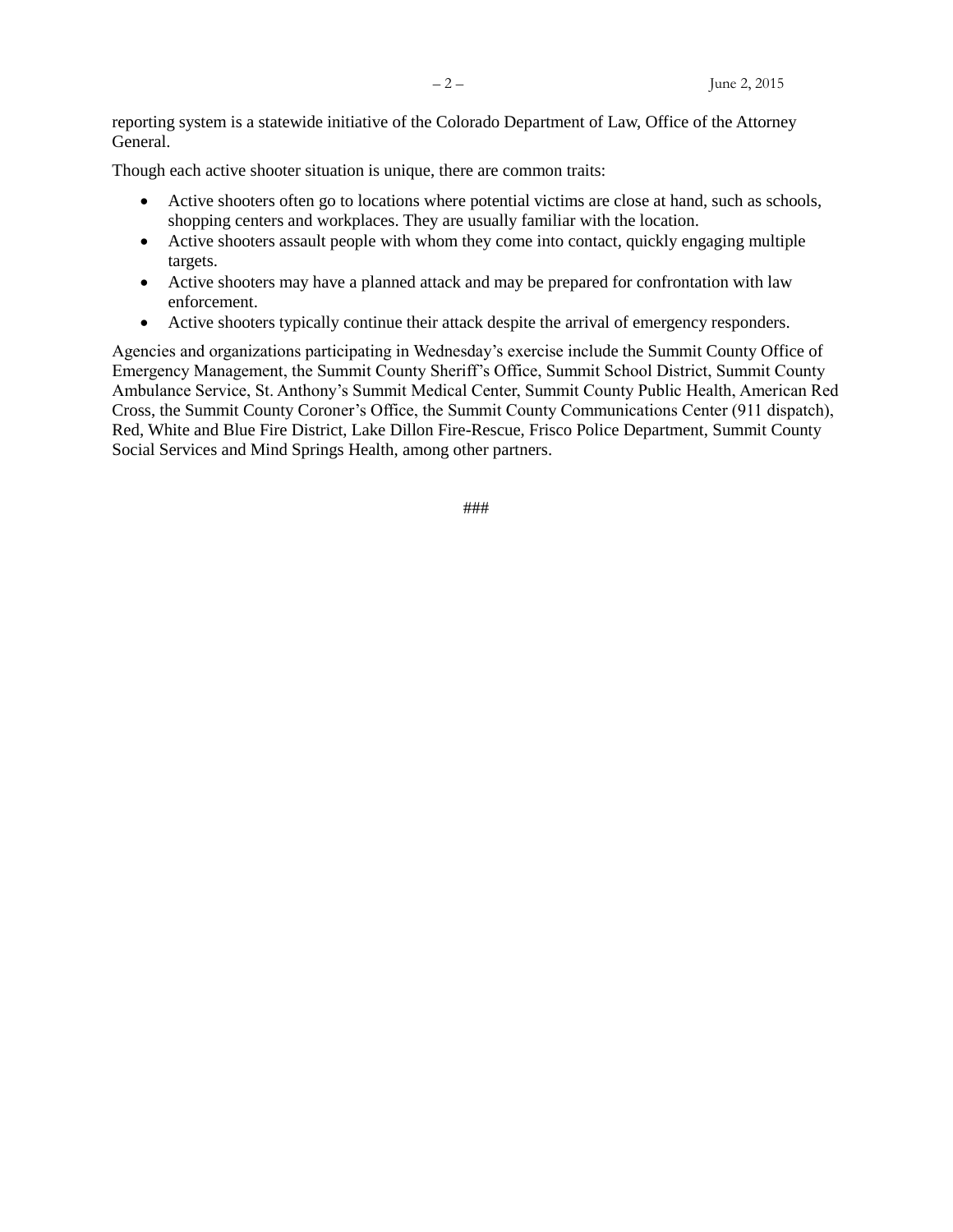reporting system is a statewide initiative of the Colorado Department of Law, Office of the Attorney General.

Though each active shooter situation is unique, there are common traits:

- Active shooters often go to locations where potential victims are close at hand, such as schools, shopping centers and workplaces. They are usually familiar with the location.
- Active shooters assault people with whom they come into contact, quickly engaging multiple targets.
- Active shooters may have a planned attack and may be prepared for confrontation with law enforcement.
- Active shooters typically continue their attack despite the arrival of emergency responders.

Agencies and organizations participating in Wednesday's exercise include the Summit County Office of Emergency Management, the Summit County Sheriff's Office, Summit School District, Summit County Ambulance Service, St. Anthony's Summit Medical Center, Summit County Public Health, American Red Cross, the Summit County Coroner's Office, the Summit County Communications Center (911 dispatch), Red, White and Blue Fire District, Lake Dillon Fire-Rescue, Frisco Police Department, Summit County Social Services and Mind Springs Health, among other partners.

###